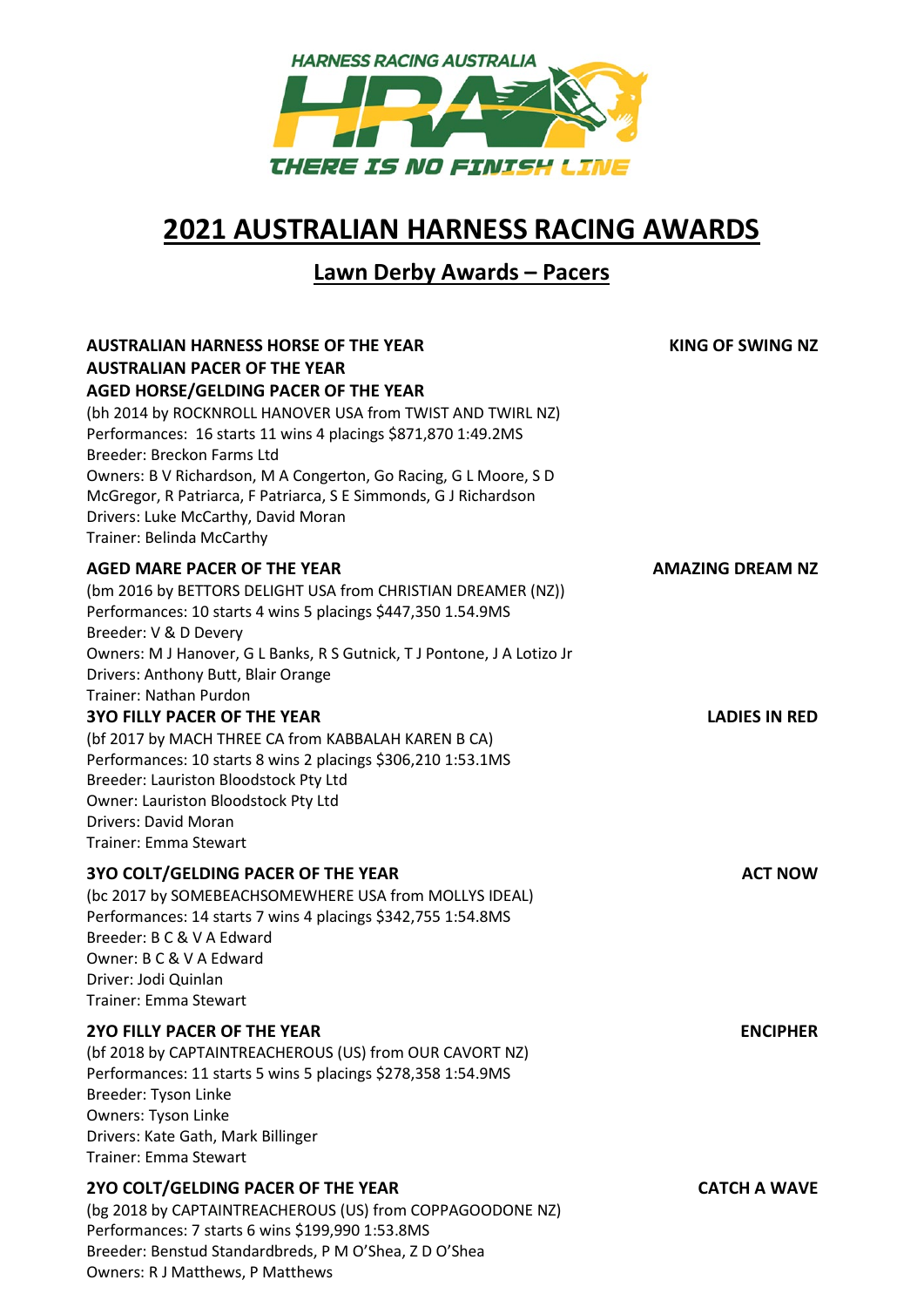HARNESS RACING AUSTRALIA

HRA

THERE IS NO FINISH LINE

# 2021 AUSTRALIAN HARNESS RACING AWARDS

## Lawn Derby Awards – Pacers

**AUSTRALIAN HARNESS HORSE OF THE YEAR**
**AUSTRALIAN PACER OF THE YEAR**
**AGED HORSE/GELDING PACER OF THE YEAR** — **KING OF SWING NZ**

(bh 2014 by ROCKNROLL HANOVER USA from TWIST AND TWIRL NZ)
Performances: 16 starts 11 wins 4 placings $871,870 1:49.2MS
Breeder: Breckon Farms Ltd
Owners: B V Richardson, M A Congerton, Go Racing, G L Moore, S D McGregor, R Patriarca, F Patriarca, S E Simmonds, G J Richardson
Drivers: Luke McCarthy, David Moran
Trainer: Belinda McCarthy

**AGED MARE PACER OF THE YEAR** — **AMAZING DREAM NZ**

(bm 2016 by BETTORS DELIGHT USA from CHRISTIAN DREAMER (NZ))
Performances: 10 starts 4 wins 5 placings $447,350 1.54.9MS
Breeder: V & D Devery
Owners: M J Hanover, G L Banks, R S Gutnick, T J Pontone, J A Lotizo Jr
Drivers: Anthony Butt, Blair Orange
Trainer: Nathan Purdon

**3YO FILLY PACER OF THE YEAR** — **LADIES IN RED**

(bf 2017 by MACH THREE CA from KABBALAH KAREN B CA)
Performances: 10 starts 8 wins 2 placings $306,210 1:53.1MS
Breeder: Lauriston Bloodstock Pty Ltd
Owner: Lauriston Bloodstock Pty Ltd
Drivers: David Moran
Trainer: Emma Stewart

**3YO COLT/GELDING PACER OF THE YEAR** — **ACT NOW**

(bc 2017 by SOMEBEACHSOMEWHERE USA from MOLLYS IDEAL)
Performances: 14 starts 7 wins 4 placings $342,755 1:54.8MS
Breeder: B C & V A Edward
Owner: B C & V A Edward
Driver: Jodi Quinlan
Trainer: Emma Stewart

**2YO FILLY PACER OF THE YEAR** — **ENCIPHER**

(bf 2018 by CAPTAINTREACHEROUS (US) from OUR CAVORT NZ)
Performances: 11 starts 5 wins 5 placings $278,358 1:54.9MS
Breeder: Tyson Linke
Owners: Tyson Linke
Drivers: Kate Gath, Mark Billinger
Trainer: Emma Stewart

**2YO COLT/GELDING PACER OF THE YEAR** — **CATCH A WAVE**

(bg 2018 by CAPTAINTREACHEROUS (US) from COPPAGOODONE NZ)
Performances: 7 starts 6 wins $199,990 1:53.8MS
Breeder: Benstud Standardbreds, P M O'Shea, Z D O'Shea
Owners: R J Matthews, P Matthews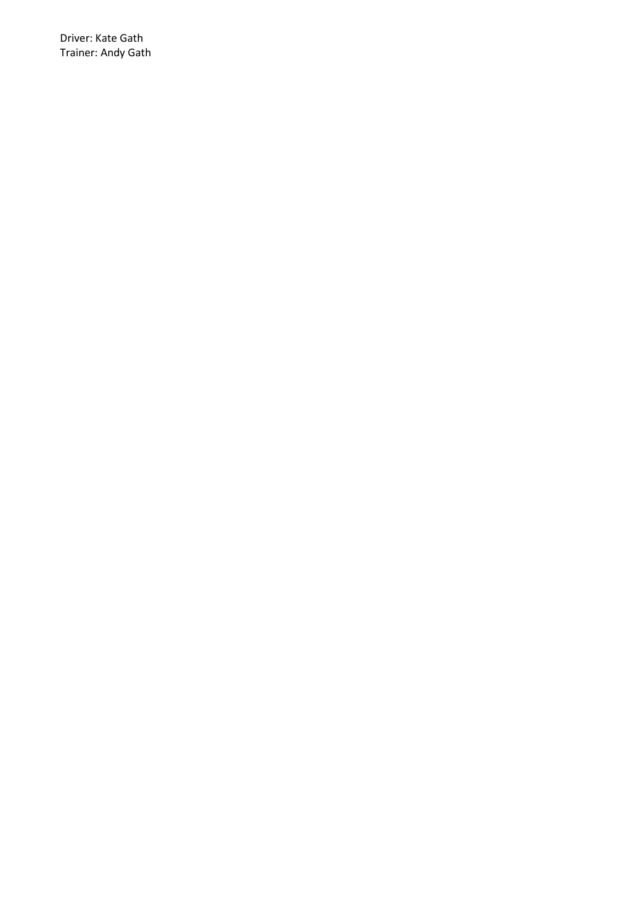Driver: Kate Gath
Trainer: Andy Gath